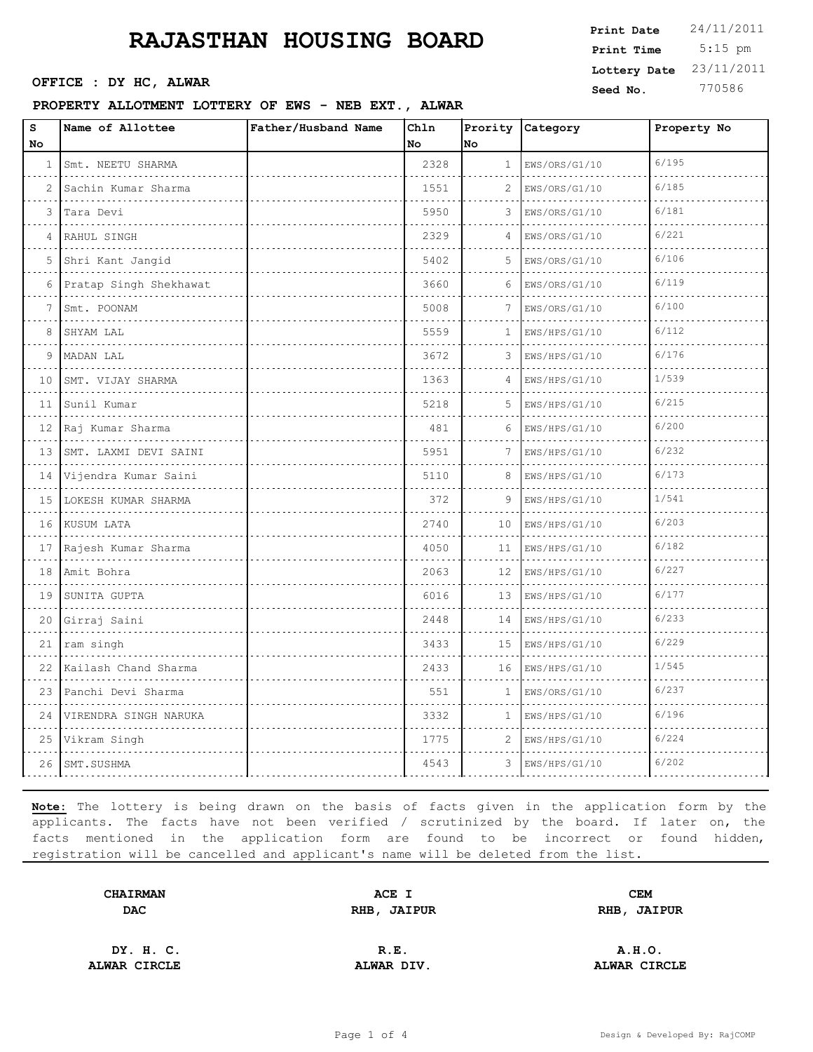# RAJASTHAN HOUSING BOARD

**Print Date** 24/11/2011
**Print Time** 5:15 pm
**Lottery Date** 23/11/2011
**Seed No.** 770586

**OFFICE : DY HC, ALWAR**

**PROPERTY ALLOTMENT LOTTERY OF EWS - NEB EXT., ALWAR**

| S No | Name of Allottee | Father/Husband Name | Chln No | Prority No | Category | Property No |
|---|---|---|---|---|---|---|
| 1 | Smt. NEETU SHARMA | | 2328 | 1 | EWS/ORS/G1/10 | 6/195 |
| 2 | Sachin Kumar Sharma | | 1551 | 2 | EWS/ORS/G1/10 | 6/185 |
| 3 | Tara Devi | | 5950 | 3 | EWS/ORS/G1/10 | 6/181 |
| 4 | RAHUL SINGH | | 2329 | 4 | EWS/ORS/G1/10 | 6/221 |
| 5 | Shri Kant Jangid | | 5402 | 5 | EWS/ORS/G1/10 | 6/106 |
| 6 | Pratap Singh Shekhawat | | 3660 | 6 | EWS/ORS/G1/10 | 6/119 |
| 7 | Smt. POONAM | | 5008 | 7 | EWS/ORS/G1/10 | 6/100 |
| 8 | SHYAM LAL | | 5559 | 1 | EWS/HPS/G1/10 | 6/112 |
| 9 | MADAN LAL | | 3672 | 3 | EWS/HPS/G1/10 | 6/176 |
| 10 | SMT. VIJAY SHARMA | | 1363 | 4 | EWS/HPS/G1/10 | 1/539 |
| 11 | Sunil Kumar | | 5218 | 5 | EWS/HPS/G1/10 | 6/215 |
| 12 | Raj Kumar Sharma | | 481 | 6 | EWS/HPS/G1/10 | 6/200 |
| 13 | SMT. LAXMI DEVI SAINI | | 5951 | 7 | EWS/HPS/G1/10 | 6/232 |
| 14 | Vijendra Kumar Saini | | 5110 | 8 | EWS/HPS/G1/10 | 6/173 |
| 15 | LOKESH KUMAR SHARMA | | 372 | 9 | EWS/HPS/G1/10 | 1/541 |
| 16 | KUSUM LATA | | 2740 | 10 | EWS/HPS/G1/10 | 6/203 |
| 17 | Rajesh Kumar Sharma | | 4050 | 11 | EWS/HPS/G1/10 | 6/182 |
| 18 | Amit Bohra | | 2063 | 12 | EWS/HPS/G1/10 | 6/227 |
| 19 | SUNITA GUPTA | | 6016 | 13 | EWS/HPS/G1/10 | 6/177 |
| 20 | Girraj Saini | | 2448 | 14 | EWS/HPS/G1/10 | 6/233 |
| 21 | ram singh | | 3433 | 15 | EWS/HPS/G1/10 | 6/229 |
| 22 | Kailash Chand Sharma | | 2433 | 16 | EWS/HPS/G1/10 | 1/545 |
| 23 | Panchi Devi Sharma | | 551 | 1 | EWS/ORS/G1/10 | 6/237 |
| 24 | VIRENDRA SINGH NARUKA | | 3332 | 1 | EWS/HPS/G1/10 | 6/196 |
| 25 | Vikram Singh | | 1775 | 2 | EWS/HPS/G1/10 | 6/224 |
| 26 | SMT.SUSHMA | | 4543 | 3 | EWS/HPS/G1/10 | 6/202 |

**Note:** The lottery is being drawn on the basis of facts given in the application form by the applicants. The facts have not been verified / scrutinized by the board. If later on, the facts mentioned in the application form are found to be incorrect or found hidden, registration will be cancelled and applicant's name will be deleted from the list.

| **CHAIRMAN DAC** | **ACE I RHB, JAIPUR** | **CEM RHB, JAIPUR** |
|---|---|---|
| **DY. H. C. ALWAR CIRCLE** | **R.E. ALWAR DIV.** | **A.H.O. ALWAR CIRCLE** |

Design & Developed By: RajCOMP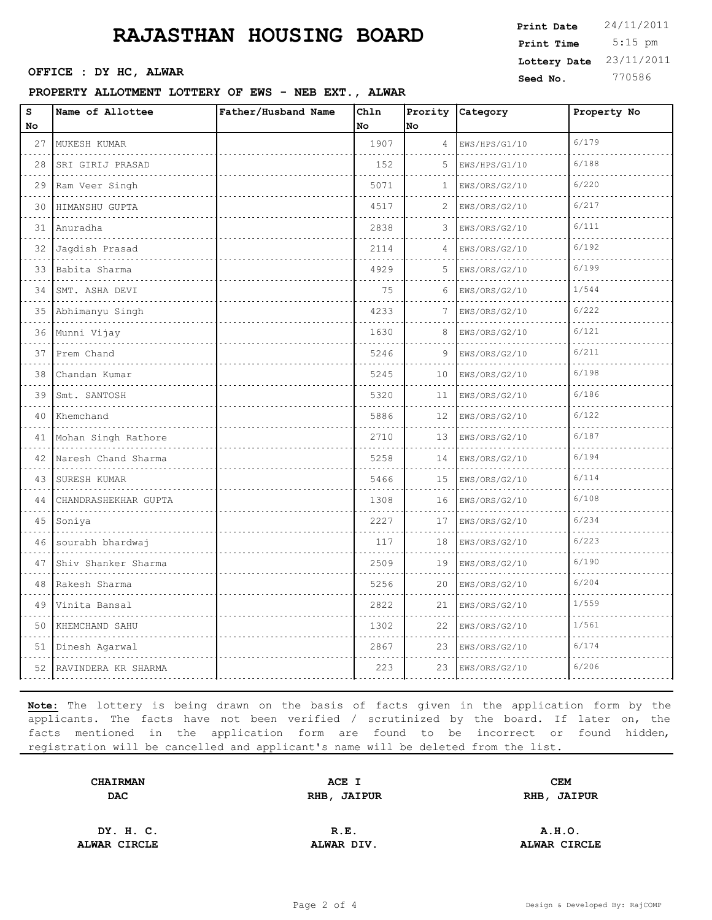# RAJASTHAN HOUSING BOARD

**Print Date** 24/11/2011
**Print Time** 5:15 pm
**Lottery Date** 23/11/2011
**Seed No.** 770586

**OFFICE : DY HC, ALWAR**

**PROPERTY ALLOTMENT LOTTERY OF EWS - NEB EXT., ALWAR**

| S No | Name of Allottee | Father/Husband Name | Chln No | Prority No | Category | Property No |
|---|---|---|---|---|---|---|
| 27 | MUKESH KUMAR | | 1907 | 4 | EWS/HPS/G1/10 | 6/179 |
| 28 | SRI GIRIJ PRASAD | | 152 | 5 | EWS/HPS/G1/10 | 6/188 |
| 29 | Ram Veer Singh | | 5071 | 1 | EWS/ORS/G2/10 | 6/220 |
| 30 | HIMANSHU GUPTA | | 4517 | 2 | EWS/ORS/G2/10 | 6/217 |
| 31 | Anuradha | | 2838 | 3 | EWS/ORS/G2/10 | 6/111 |
| 32 | Jagdish Prasad | | 2114 | 4 | EWS/ORS/G2/10 | 6/192 |
| 33 | Babita Sharma | | 4929 | 5 | EWS/ORS/G2/10 | 6/199 |
| 34 | SMT. ASHA DEVI | | 75 | 6 | EWS/ORS/G2/10 | 1/544 |
| 35 | Abhimanyu Singh | | 4233 | 7 | EWS/ORS/G2/10 | 6/222 |
| 36 | Munni Vijay | | 1630 | 8 | EWS/ORS/G2/10 | 6/121 |
| 37 | Prem Chand | | 5246 | 9 | EWS/ORS/G2/10 | 6/211 |
| 38 | Chandan Kumar | | 5245 | 10 | EWS/ORS/G2/10 | 6/198 |
| 39 | Smt. SANTOSH | | 5320 | 11 | EWS/ORS/G2/10 | 6/186 |
| 40 | Khemchand | | 5886 | 12 | EWS/ORS/G2/10 | 6/122 |
| 41 | Mohan Singh Rathore | | 2710 | 13 | EWS/ORS/G2/10 | 6/187 |
| 42 | Naresh Chand Sharma | | 5258 | 14 | EWS/ORS/G2/10 | 6/194 |
| 43 | SURESH KUMAR | | 5466 | 15 | EWS/ORS/G2/10 | 6/114 |
| 44 | CHANDRASHEKHAR GUPTA | | 1308 | 16 | EWS/ORS/G2/10 | 6/108 |
| 45 | Soniya | | 2227 | 17 | EWS/ORS/G2/10 | 6/234 |
| 46 | sourabh bhardwaj | | 117 | 18 | EWS/ORS/G2/10 | 6/223 |
| 47 | Shiv Shanker Sharma | | 2509 | 19 | EWS/ORS/G2/10 | 6/190 |
| 48 | Rakesh Sharma | | 5256 | 20 | EWS/ORS/G2/10 | 6/204 |
| 49 | Vinita Bansal | | 2822 | 21 | EWS/ORS/G2/10 | 1/559 |
| 50 | KHEMCHAND SAHU | | 1302 | 22 | EWS/ORS/G2/10 | 1/561 |
| 51 | Dinesh Agarwal | | 2867 | 23 | EWS/ORS/G2/10 | 6/174 |
| 52 | RAVINDERA KR SHARMA | | 223 | 23 | EWS/ORS/G2/10 | 6/206 |

**Note:** The lottery is being drawn on the basis of facts given in the application form by the applicants. The facts have not been verified / scrutinized by the board. If later on, the facts mentioned in the application form are found to be incorrect or found hidden, registration will be cancelled and applicant's name will be deleted from the list.

| | | |
|---|---|---|
| **CHAIRMAN** **DAC** | **ACE I** **RHB, JAIPUR** | **CEM** **RHB, JAIPUR** |
| **DY. H. C.** **ALWAR CIRCLE** | **R.E.** **ALWAR DIV.** | **A.H.O.** **ALWAR CIRCLE** |

Design & Developed By: RajCOMP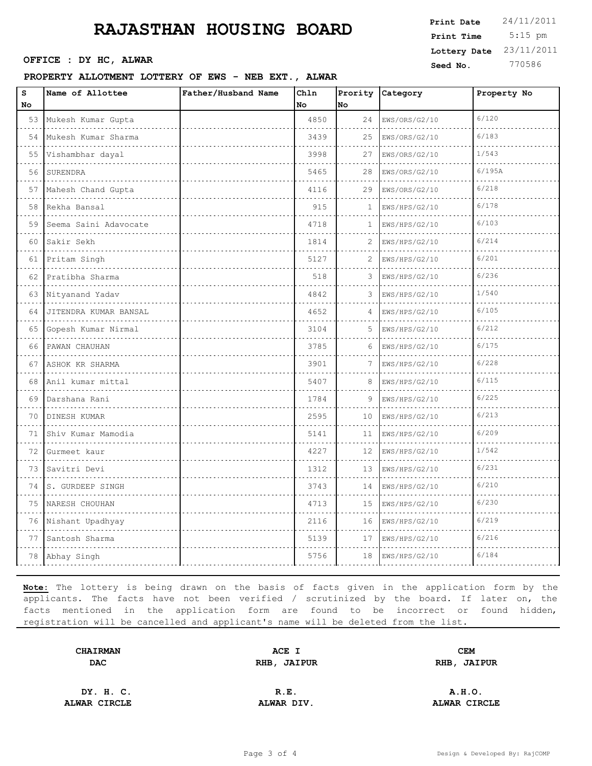# RAJASTHAN HOUSING BOARD

**Print Date** 24/11/2011
**Print Time** 5:15 pm
**Lottery Date** 23/11/2011
**Seed No.** 770586

**OFFICE : DY HC, ALWAR**

**PROPERTY ALLOTMENT LOTTERY OF EWS - NEB EXT., ALWAR**

| S No | Name of Allottee | Father/Husband Name | Chln No | Prority No | Category | Property No |
|---|---|---|---|---|---|---|
| 53 | Mukesh Kumar Gupta | | 4850 | 24 | EWS/ORS/G2/10 | 6/120 |
| 54 | Mukesh Kumar Sharma | | 3439 | 25 | EWS/ORS/G2/10 | 6/183 |
| 55 | Vishambhar dayal | | 3998 | 27 | EWS/ORS/G2/10 | 1/543 |
| 56 | SURENDRA | | 5465 | 28 | EWS/ORS/G2/10 | 6/195A |
| 57 | Mahesh Chand Gupta | | 4116 | 29 | EWS/ORS/G2/10 | 6/218 |
| 58 | Rekha Bansal | | 915 | 1 | EWS/HPS/G2/10 | 6/178 |
| 59 | Seema Saini Adavocate | | 4718 | 1 | EWS/HPS/G2/10 | 6/103 |
| 60 | Sakir Sekh | | 1814 | 2 | EWS/HPS/G2/10 | 6/214 |
| 61 | Pritam Singh | | 5127 | 2 | EWS/HPS/G2/10 | 6/201 |
| 62 | Pratibha Sharma | | 518 | 3 | EWS/HPS/G2/10 | 6/236 |
| 63 | Nityanand Yadav | | 4842 | 3 | EWS/HPS/G2/10 | 1/540 |
| 64 | JITENDRA KUMAR BANSAL | | 4652 | 4 | EWS/HPS/G2/10 | 6/105 |
| 65 | Gopesh Kumar Nirmal | | 3104 | 5 | EWS/HPS/G2/10 | 6/212 |
| 66 | PAWAN CHAUHAN | | 3785 | 6 | EWS/HPS/G2/10 | 6/175 |
| 67 | ASHOK KR SHARMA | | 3901 | 7 | EWS/HPS/G2/10 | 6/228 |
| 68 | Anil kumar mittal | | 5407 | 8 | EWS/HPS/G2/10 | 6/115 |
| 69 | Darshana Rani | | 1784 | 9 | EWS/HPS/G2/10 | 6/225 |
| 70 | DINESH KUMAR | | 2595 | 10 | EWS/HPS/G2/10 | 6/213 |
| 71 | Shiv Kumar Mamodia | | 5141 | 11 | EWS/HPS/G2/10 | 6/209 |
| 72 | Gurmeet kaur | | 4227 | 12 | EWS/HPS/G2/10 | 1/542 |
| 73 | Savitri Devi | | 1312 | 13 | EWS/HPS/G2/10 | 6/231 |
| 74 | S. GURDEEP SINGH | | 3743 | 14 | EWS/HPS/G2/10 | 6/210 |
| 75 | NARESH CHOUHAN | | 4713 | 15 | EWS/HPS/G2/10 | 6/230 |
| 76 | Nishant Upadhyay | | 2116 | 16 | EWS/HPS/G2/10 | 6/219 |
| 77 | Santosh Sharma | | 5139 | 17 | EWS/HPS/G2/10 | 6/216 |
| 78 | Abhay Singh | | 5756 | 18 | EWS/HPS/G2/10 | 6/184 |

**Note:** The lottery is being drawn on the basis of facts given in the application form by the applicants. The facts have not been verified / scrutinized by the board. If later on, the facts mentioned in the application form are found to be incorrect or found hidden, registration will be cancelled and applicant's name will be deleted from the list.

| | | |
|---|---|---|
| **CHAIRMAN DAC** | **ACE I RHB, JAIPUR** | **CEM RHB, JAIPUR** |
| **DY. H. C. ALWAR CIRCLE** | **R.E. ALWAR DIV.** | **A.H.O. ALWAR CIRCLE** |

Design & Developed By: RajCOMP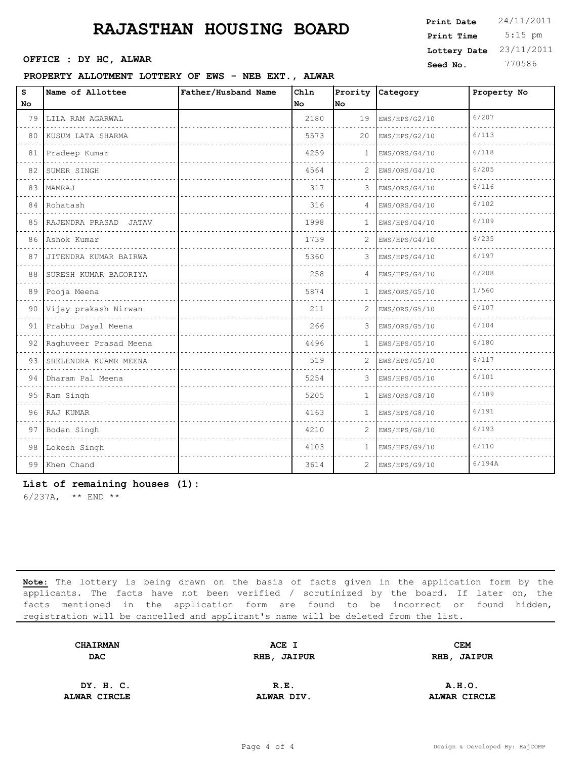# RAJASTHAN HOUSING BOARD

**Print Date** 24/11/2011
**Print Time** 5:15 pm
**Lottery Date** 23/11/2011
**Seed No.** 770586

**OFFICE : DY HC, ALWAR**

**PROPERTY ALLOTMENT LOTTERY OF EWS - NEB EXT., ALWAR**

| S No | Name of Allottee | Father/Husband Name | Chln No | Prority No | Category | Property No |
|---|---|---|---|---|---|---|
| 79 | LILA RAM AGARWAL | | 2180 | 19 | EWS/HPS/G2/10 | 6/207 |
| 80 | KUSUM LATA SHARMA | | 5573 | 20 | EWS/HPS/G2/10 | 6/113 |
| 81 | Pradeep Kumar | | 4259 | 1 | EWS/ORS/G4/10 | 6/118 |
| 82 | SUMER SINGH | | 4564 | 2 | EWS/ORS/G4/10 | 6/205 |
| 83 | MAMRAJ | | 317 | 3 | EWS/ORS/G4/10 | 6/116 |
| 84 | Rohatash | | 316 | 4 | EWS/ORS/G4/10 | 6/102 |
| 85 | RAJENDRA PRASAD JATAV | | 1998 | 1 | EWS/HPS/G4/10 | 6/109 |
| 86 | Ashok Kumar | | 1739 | 2 | EWS/HPS/G4/10 | 6/235 |
| 87 | JITENDRA KUMAR BAIRWA | | 5360 | 3 | EWS/HPS/G4/10 | 6/197 |
| 88 | SURESH KUMAR BAGORIYA | | 258 | 4 | EWS/HPS/G4/10 | 6/208 |
| 89 | Pooja Meena | | 5874 | 1 | EWS/ORS/G5/10 | 1/560 |
| 90 | Vijay prakash Nirwan | | 211 | 2 | EWS/ORS/G5/10 | 6/107 |
| 91 | Prabhu Dayal Meena | | 266 | 3 | EWS/ORS/G5/10 | 6/104 |
| 92 | Raghuveer Prasad Meena | | 4496 | 1 | EWS/HPS/G5/10 | 6/180 |
| 93 | SHELENDRA KUAMR MEENA | | 519 | 2 | EWS/HPS/G5/10 | 6/117 |
| 94 | Dharam Pal Meena | | 5254 | 3 | EWS/HPS/G5/10 | 6/101 |
| 95 | Ram Singh | | 5205 | 1 | EWS/ORS/G8/10 | 6/189 |
| 96 | RAJ KUMAR | | 4163 | 1 | EWS/HPS/G8/10 | 6/191 |
| 97 | Bodan Singh | | 4210 | 2 | EWS/HPS/G8/10 | 6/193 |
| 98 | Lokesh Singh | | 4103 | 1 | EWS/HPS/G9/10 | 6/110 |
| 99 | Khem Chand | | 3614 | 2 | EWS/HPS/G9/10 | 6/194A |

**List of remaining houses (1):**

6/237A, ** END **

**Note:** The lottery is being drawn on the basis of facts given in the application form by the applicants. The facts have not been verified / scrutinized by the board. If later on, the facts mentioned in the application form are found to be incorrect or found hidden, registration will be cancelled and applicant's name will be deleted from the list.

| | | |
|---|---|---|
| **CHAIRMAN** **DAC** | **ACE I** **RHB, JAIPUR** | **CEM** **RHB, JAIPUR** |
| **DY. H. C.** **ALWAR CIRCLE** | **R.E.** **ALWAR DIV.** | **A.H.O.** **ALWAR CIRCLE** |

Design & Developed By: RajCOMP